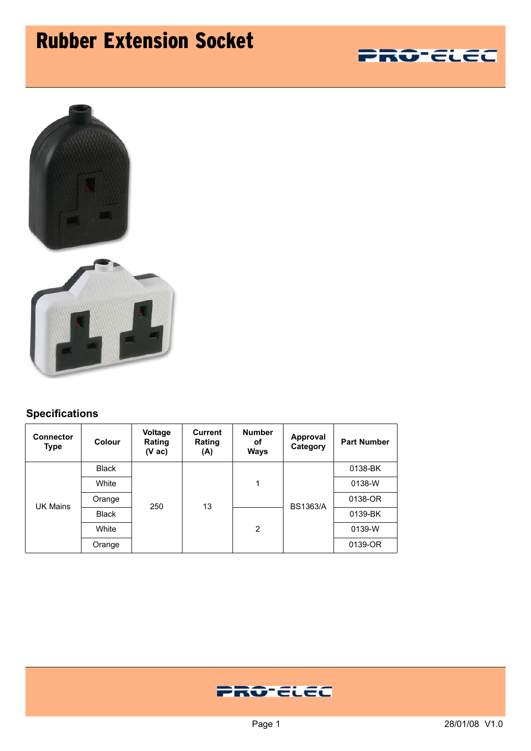# Rubber Extension Socket

PRO-ELEC

## Specifications

| Connector Type | Colour | Voltage Rating (V ac) | Current Rating (A) | Number of Ways | Approval Category | Part Number |
|---|---|---|---|---|---|---|
| UK Mains | Black | 250 | 13 | 1 | BS1363/A | 0138-BK |
| | White | | | | | 0138-W |
| | Orange | | | | | 0138-OR |
| | Black | | | 2 | | 0139-BK |
| | White | | | | | 0139-W |
| | Orange | | | | | 0139-OR |

PRO-ELEC

28/01/08 V1.0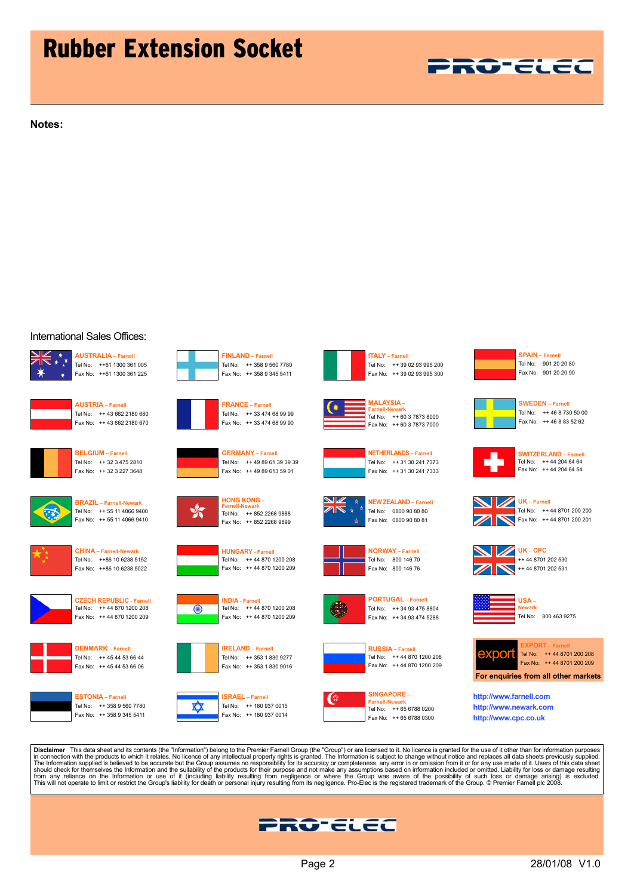# Rubber Extension Socket

**Notes:**

International Sales Offices:

**AUSTRALIA – Farnell**
Tel No: ++61 1300 361 005
Fax No: ++61 1300 361 225

**AUSTRIA – Farnell**
Tel No: ++ 43 662 2180 680
Fax No: ++ 43 662 2180 670

**BELGIUM – Farnell**
Tel No: ++ 32 3 475 2810
Fax No: ++ 32 3 227 3648

**BRAZIL – Farnell-Newark**
Tel No: ++ 55 11 4066 9400
Fax No: ++ 55 11 4066 9410

**CHINA – Farnell-Newark**
Tel No: ++86 10 6238 5152
Fax No: ++86 10 6238 5022

**CZECH REPUBLIC - Farnell**
Tel No: ++ 44 870 1200 208
Fax No: ++ 44 870 1200 209

**DENMARK – Farnell**
Tel No: ++ 45 44 53 66 44
Fax No: ++ 45 44 53 66 06

**ESTONIA – Farnell**
Tel No: ++ 358 9 560 7780
Fax No: ++ 358 9 345 5411

**FINLAND – Farnell**
Tel No: ++ 358 9 560 7780
Fax No: ++ 358 9 345 5411

**FRANCE – Farnell**
Tel No: ++ 33 474 68 99 99
Fax No: ++ 33 474 68 99 90

**GERMANY – Farnell**
Tel No: ++ 49 89 61 39 39 39
Fax No: ++ 49 89 613 59 01

**HONG KONG – Farnell-Newark**
Tel No: ++ 852 2268 9888
Fax No: ++ 852 2268 9899

**HUNGARY - Farnell**
Tel No: ++ 44 870 1200 208
Fax No: ++ 44 870 1200 209

**INDIA - Farnell**
Tel No: ++ 44 870 1200 208
Fax No: ++ 44 870 1200 209

**IRELAND – Farnell**
Tel No: ++ 353 1 830 9277
Fax No: ++ 353 1 830 9016

**ISRAEL – Farnell**
Tel No: ++ 180 937 0015
Fax No: ++ 180 937 0014

**ITALY – Farnell**
Tel No: ++ 39 02 93 995 200
Fax No: ++ 39 02 93 995 300

**MALAYSIA – Farnell-Newark**
Tel No: ++ 60 3 7873 8000
Fax No: ++ 60 3 7873 7000

**NETHERLANDS – Farnell**
Tel No: ++ 31 30 241 7373
Fax No: ++ 31 30 241 7333

**NEW ZEALAND – Farnell**
Tel No: 0800 90 80 80
Fax No: 0800 90 80 81

**NORWAY – Farnell**
Tel No: 800 146 70
Fax No: 800 146 76

**PORTUGAL – Farnell**
Tel No: ++ 34 93 475 8804
Fax No: ++ 34 93 474 5288

**RUSSIA – Farnell**
Tel No: ++ 44 870 1200 208
Fax No: ++ 44 870 1200 209

**SINGAPORE – Farnell-Newark**
Tel No: ++ 65 6788 0200
Fax No: ++ 65 6788 0300

**SPAIN – Farnell**
Tel No: 901 20 20 80
Fax No: 901 20 20 90

**SWEDEN – Farnell**
Tel No: ++ 46 8 730 50 00
Fax No: ++ 46 8 83 52 62

**SWITZERLAND – Farnell**
Tel No: ++ 44 204 64 64
Fax No: ++ 44 204 64 54

**UK – Farnell**
Tel No: ++ 44 8701 200 200
Fax No: ++ 44 8701 200 201

**UK – CPC**
++ 44 8701 202 530
++ 44 8701 202 531

**USA – Newark**
Tel No: 800 463 9275

**EXPORT – Farnell**
Tel No: ++ 44 8701 200 208
Fax No: ++ 44 8701 200 209
**For enquiries from all other markets**

http://www.farnell.com
http://www.newark.com
http://www.cpc.co.uk

**Disclaimer** This data sheet and its contents (the "Information") belong to the Premier Farnell Group (the "Group") or are licensed to it. No licence is granted for the use of it other than for information purposes in connection with the products to which it relates. No licence of any intellectual property rights is granted. The Information is subject to change without notice and replaces all data sheets previously supplied. The Information supplied is believed to be accurate but the Group assumes no responsibility for its accuracy or completeness, any error in or omission from it or for any use made of it. Users of this data sheet should check for themselves the Information and the suitability of the products for their purpose and not make any assumptions based on information included or omitted. Liability for loss or damage resulting from any reliance on the Information or use of it (including liability resulting from negligence or where the Group was aware of the possibility of such loss or damage arising) is excluded. This will not operate to limit or restrict the Group's liability for death or personal injury resulting from its negligence. Pro-Elec is the registered trademark of the Group. © Premier Farnell plc 2008.

28/01/08 V1.0